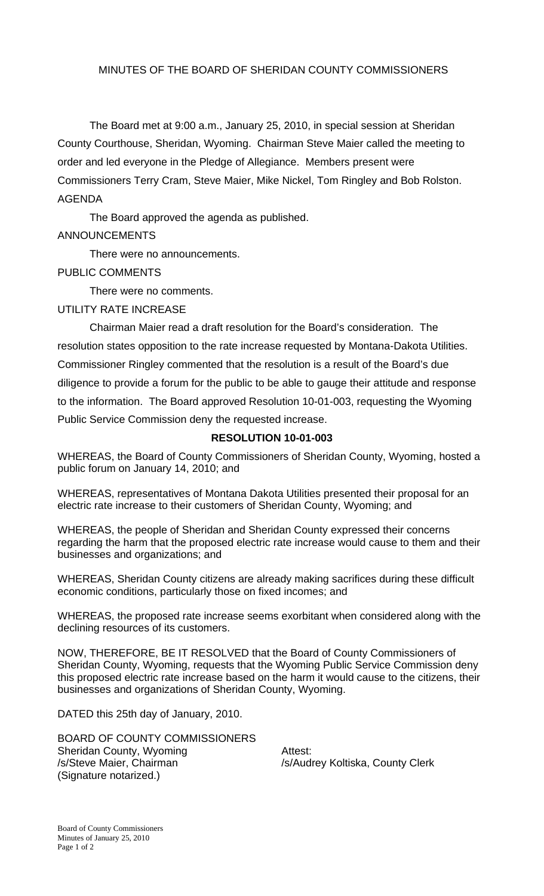# MINUTES OF THE BOARD OF SHERIDAN COUNTY COMMISSIONERS

The Board met at 9:00 a.m., January 25, 2010, in special session at Sheridan County Courthouse, Sheridan, Wyoming. Chairman Steve Maier called the meeting to order and led everyone in the Pledge of Allegiance. Members present were Commissioners Terry Cram, Steve Maier, Mike Nickel, Tom Ringley and Bob Rolston.

AGENDA

The Board approved the agenda as published.

ANNOUNCEMENTS

There were no announcements.

PUBLIC COMMENTS

There were no comments.

UTILITY RATE INCREASE

Chairman Maier read a draft resolution for the Board's consideration. The resolution states opposition to the rate increase requested by Montana-Dakota Utilities. Commissioner Ringley commented that the resolution is a result of the Board's due diligence to provide a forum for the public to be able to gauge their attitude and response to the information. The Board approved Resolution 10-01-003, requesting the Wyoming Public Service Commission deny the requested increase.

**RESOLUTION 10-01-003**

WHEREAS, the Board of County Commissioners of Sheridan County, Wyoming, hosted a public forum on January 14, 2010; and

WHEREAS, representatives of Montana Dakota Utilities presented their proposal for an electric rate increase to their customers of Sheridan County, Wyoming; and

WHEREAS, the people of Sheridan and Sheridan County expressed their concerns regarding the harm that the proposed electric rate increase would cause to them and their businesses and organizations; and

WHEREAS, Sheridan County citizens are already making sacrifices during these difficult economic conditions, particularly those on fixed incomes; and

WHEREAS, the proposed rate increase seems exorbitant when considered along with the declining resources of its customers.

NOW, THEREFORE, BE IT RESOLVED that the Board of County Commissioners of Sheridan County, Wyoming, requests that the Wyoming Public Service Commission deny this proposed electric rate increase based on the harm it would cause to the citizens, their businesses and organizations of Sheridan County, Wyoming.

DATED this 25th day of January, 2010.

BOARD OF COUNTY COMMISSIONERS
Sheridan County, Wyoming
/s/Steve Maier, Chairman
(Signature notarized.)

Attest:
/s/Audrey Koltiska, County Clerk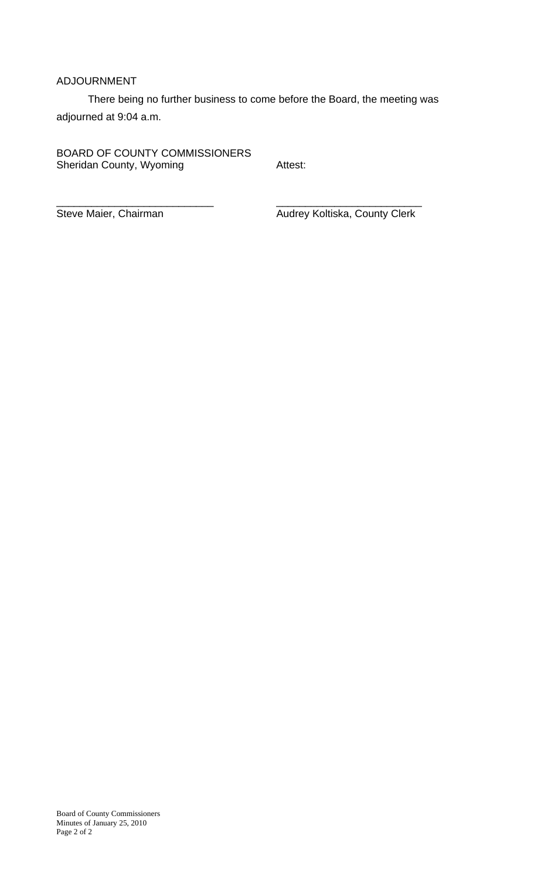ADJOURNMENT

There being no further business to come before the Board, the meeting was adjourned at 9:04 a.m.

BOARD OF COUNTY COMMISSIONERS
Sheridan County, Wyoming

Attest:

___________________________
Steve Maier, Chairman

_________________________
Audrey Koltiska, County Clerk